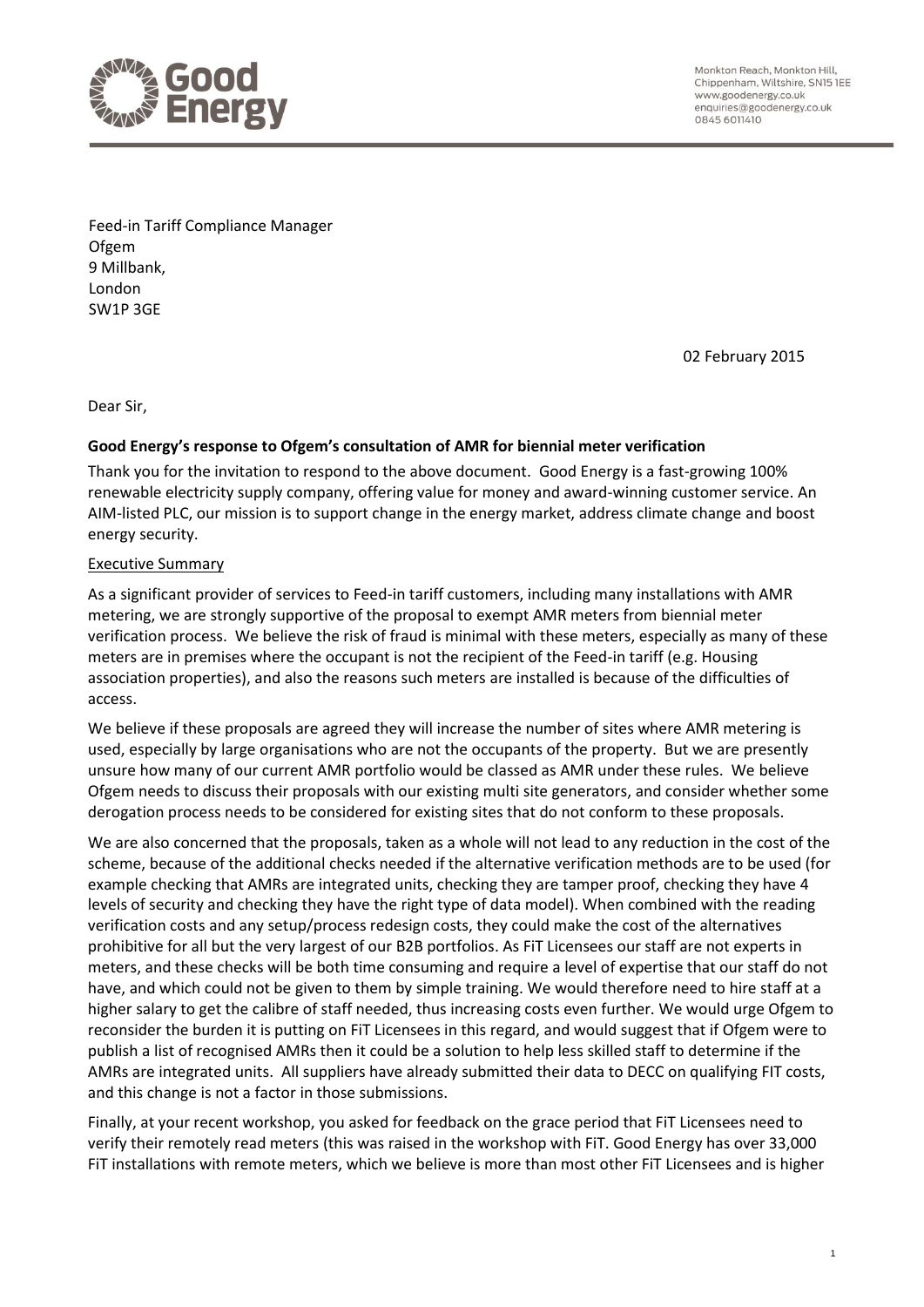Good Energy

Monkton Reach, Monkton Hill,
Chippenham, Wiltshire, SN15 1EE
www.goodenergy.co.uk
enquiries@goodenergy.co.uk
0845 6011410

Feed-in Tariff Compliance Manager
Ofgem
9 Millbank,
London
SW1P 3GE

02 February 2015

Dear Sir,

**Good Energy's response to Ofgem's consultation of AMR for biennial meter verification**

Thank you for the invitation to respond to the above document. Good Energy is a fast-growing 100% renewable electricity supply company, offering value for money and award-winning customer service. An AIM-listed PLC, our mission is to support change in the energy market, address climate change and boost energy security.

Executive Summary

As a significant provider of services to Feed-in tariff customers, including many installations with AMR metering, we are strongly supportive of the proposal to exempt AMR meters from biennial meter verification process. We believe the risk of fraud is minimal with these meters, especially as many of these meters are in premises where the occupant is not the recipient of the Feed-in tariff (e.g. Housing association properties), and also the reasons such meters are installed is because of the difficulties of access.

We believe if these proposals are agreed they will increase the number of sites where AMR metering is used, especially by large organisations who are not the occupants of the property. But we are presently unsure how many of our current AMR portfolio would be classed as AMR under these rules. We believe Ofgem needs to discuss their proposals with our existing multi site generators, and consider whether some derogation process needs to be considered for existing sites that do not conform to these proposals.

We are also concerned that the proposals, taken as a whole will not lead to any reduction in the cost of the scheme, because of the additional checks needed if the alternative verification methods are to be used (for example checking that AMRs are integrated units, checking they are tamper proof, checking they have 4 levels of security and checking they have the right type of data model). When combined with the reading verification costs and any setup/process redesign costs, they could make the cost of the alternatives prohibitive for all but the very largest of our B2B portfolios. As FiT Licensees our staff are not experts in meters, and these checks will be both time consuming and require a level of expertise that our staff do not have, and which could not be given to them by simple training. We would therefore need to hire staff at a higher salary to get the calibre of staff needed, thus increasing costs even further. We would urge Ofgem to reconsider the burden it is putting on FiT Licensees in this regard, and would suggest that if Ofgem were to publish a list of recognised AMRs then it could be a solution to help less skilled staff to determine if the AMRs are integrated units. All suppliers have already submitted their data to DECC on qualifying FIT costs, and this change is not a factor in those submissions.

Finally, at your recent workshop, you asked for feedback on the grace period that FiT Licensees need to verify their remotely read meters (this was raised in the workshop with FiT. Good Energy has over 33,000 FiT installations with remote meters, which we believe is more than most other FiT Licensees and is higher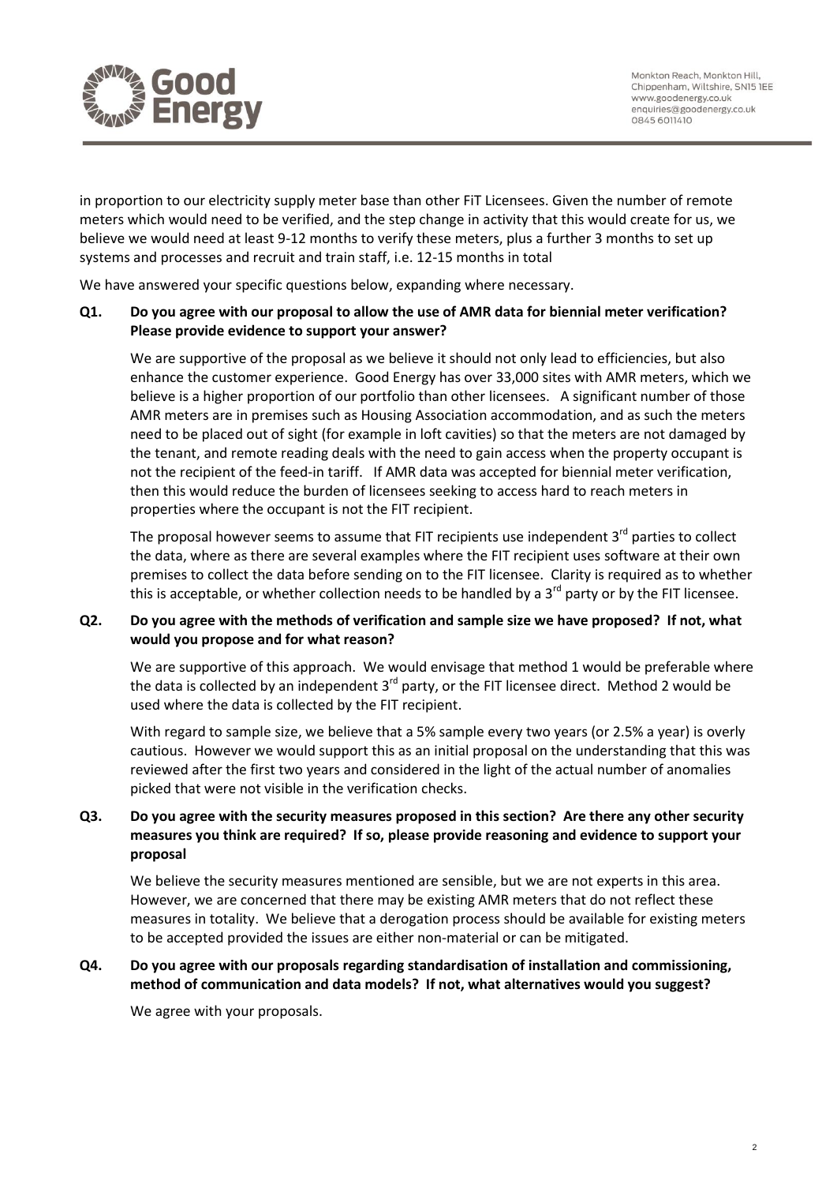in proportion to our electricity supply meter base than other FiT Licensees. Given the number of remote meters which would need to be verified, and the step change in activity that this would create for us, we believe we would need at least 9-12 months to verify these meters, plus a further 3 months to set up systems and processes and recruit and train staff, i.e. 12-15 months in total

We have answered your specific questions below, expanding where necessary.

**Q1. Do you agree with our proposal to allow the use of AMR data for biennial meter verification? Please provide evidence to support your answer?**

We are supportive of the proposal as we believe it should not only lead to efficiencies, but also enhance the customer experience. Good Energy has over 33,000 sites with AMR meters, which we believe is a higher proportion of our portfolio than other licensees. A significant number of those AMR meters are in premises such as Housing Association accommodation, and as such the meters need to be placed out of sight (for example in loft cavities) so that the meters are not damaged by the tenant, and remote reading deals with the need to gain access when the property occupant is not the recipient of the feed-in tariff. If AMR data was accepted for biennial meter verification, then this would reduce the burden of licensees seeking to access hard to reach meters in properties where the occupant is not the FIT recipient.

The proposal however seems to assume that FIT recipients use independent 3rd parties to collect the data, where as there are several examples where the FIT recipient uses software at their own premises to collect the data before sending on to the FIT licensee. Clarity is required as to whether this is acceptable, or whether collection needs to be handled by a 3rd party or by the FIT licensee.

**Q2. Do you agree with the methods of verification and sample size we have proposed? If not, what would you propose and for what reason?**

We are supportive of this approach. We would envisage that method 1 would be preferable where the data is collected by an independent 3rd party, or the FIT licensee direct. Method 2 would be used where the data is collected by the FIT recipient.

With regard to sample size, we believe that a 5% sample every two years (or 2.5% a year) is overly cautious. However we would support this as an initial proposal on the understanding that this was reviewed after the first two years and considered in the light of the actual number of anomalies picked that were not visible in the verification checks.

**Q3. Do you agree with the security measures proposed in this section? Are there any other security measures you think are required? If so, please provide reasoning and evidence to support your proposal**

We believe the security measures mentioned are sensible, but we are not experts in this area. However, we are concerned that there may be existing AMR meters that do not reflect these measures in totality. We believe that a derogation process should be available for existing meters to be accepted provided the issues are either non-material or can be mitigated.

**Q4. Do you agree with our proposals regarding standardisation of installation and commissioning, method of communication and data models? If not, what alternatives would you suggest?**

We agree with your proposals.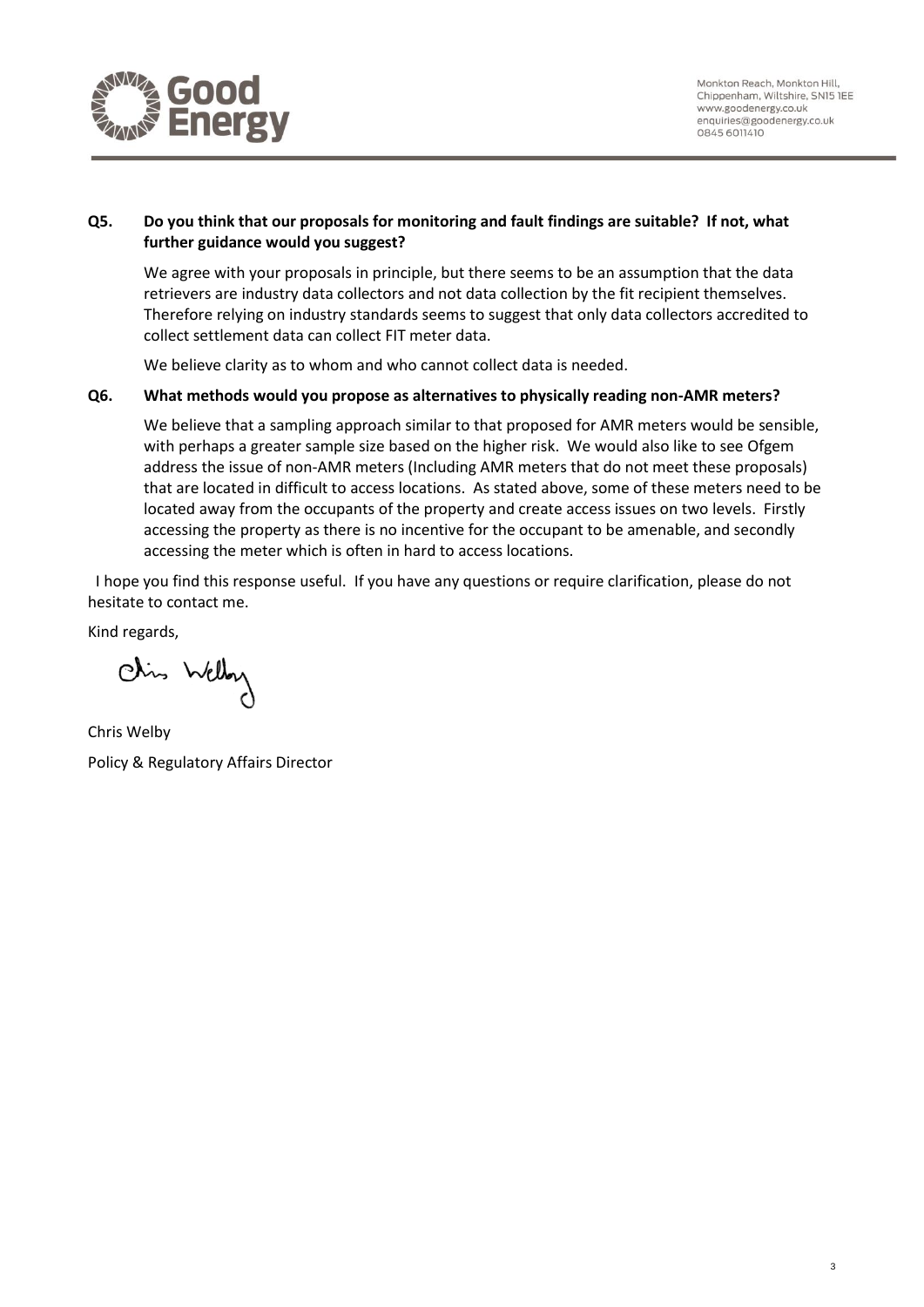**Q5. Do you think that our proposals for monitoring and fault findings are suitable? If not, what further guidance would you suggest?**

We agree with your proposals in principle, but there seems to be an assumption that the data retrievers are industry data collectors and not data collection by the fit recipient themselves. Therefore relying on industry standards seems to suggest that only data collectors accredited to collect settlement data can collect FIT meter data.

We believe clarity as to whom and who cannot collect data is needed.

**Q6. What methods would you propose as alternatives to physically reading non-AMR meters?**

We believe that a sampling approach similar to that proposed for AMR meters would be sensible, with perhaps a greater sample size based on the higher risk. We would also like to see Ofgem address the issue of non-AMR meters (Including AMR meters that do not meet these proposals) that are located in difficult to access locations. As stated above, some of these meters need to be located away from the occupants of the property and create access issues on two levels. Firstly accessing the property as there is no incentive for the occupant to be amenable, and secondly accessing the meter which is often in hard to access locations.

I hope you find this response useful. If you have any questions or require clarification, please do not hesitate to contact me.

Kind regards,

Chris Welby

Policy & Regulatory Affairs Director